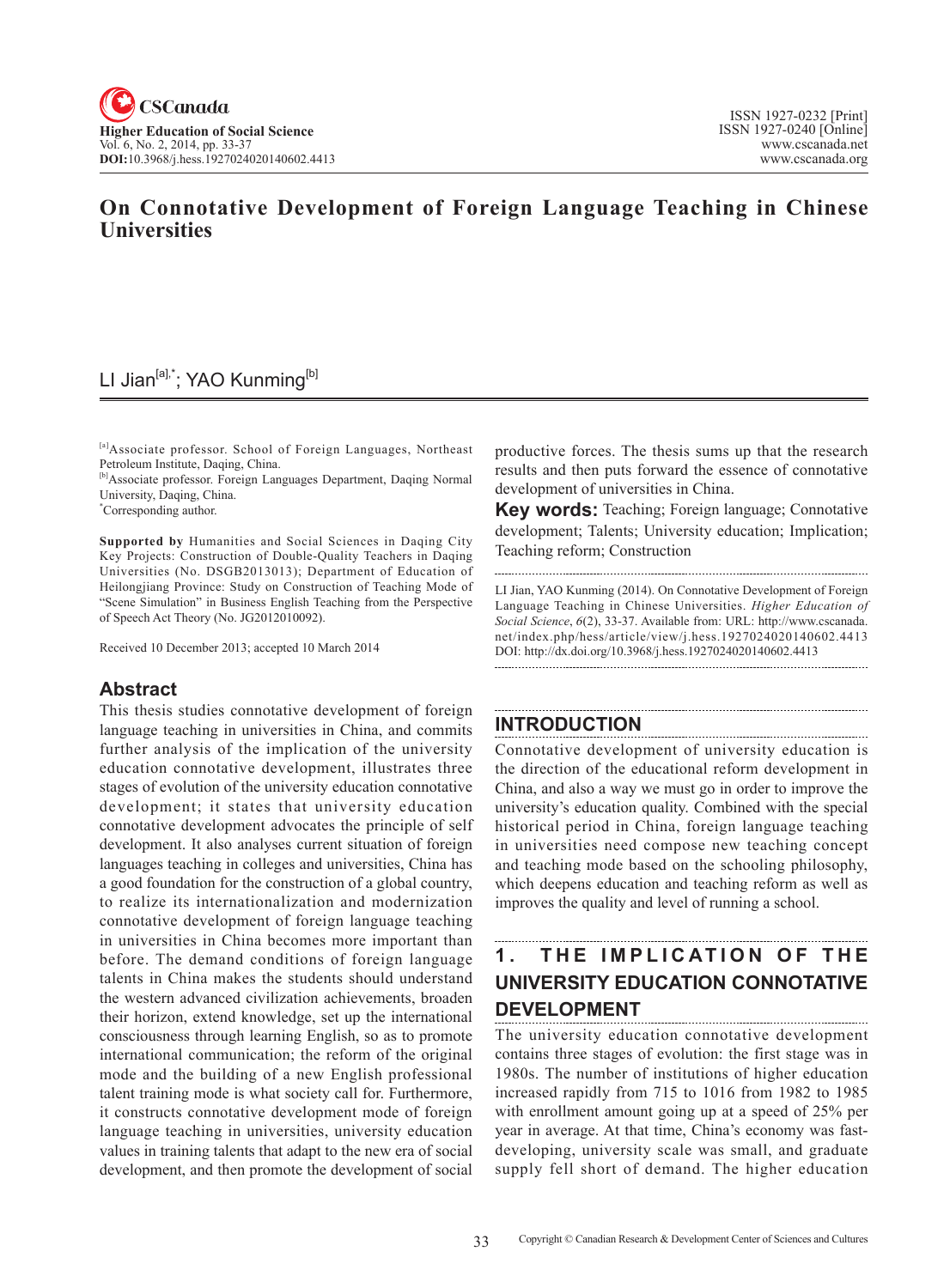# On Connotative Development of Foreign Language Teaching in Chinese Universities

LI Jian[a],*; YAO Kunming[b]

[a]Associate professor. School of Foreign Languages, Northeast Petroleum Institute, Daqing, China.
[b]Associate professor. Foreign Languages Department, Daqing Normal University, Daqing, China.
*Corresponding author.

**Supported by** Humanities and Social Sciences in Daqing City Key Projects: Construction of Double-Quality Teachers in Daqing Universities (No. DSGB2013013); Department of Education of Heilongjiang Province: Study on Construction of Teaching Mode of "Scene Simulation" in Business English Teaching from the Perspective of Speech Act Theory (No. JG2012010092).

Received 10 December 2013; accepted 10 March 2014

## Abstract

This thesis studies connotative development of foreign language teaching in universities in China, and commits further analysis of the implication of the university education connotative development, illustrates three stages of evolution of the university education connotative development; it states that university education connotative development advocates the principle of self development. It also analyses current situation of foreign languages teaching in colleges and universities, China has a good foundation for the construction of a global country, to realize its internationalization and modernization connotative development of foreign language teaching in universities in China becomes more important than before. The demand conditions of foreign language talents in China makes the students should understand the western advanced civilization achievements, broaden their horizon, extend knowledge, set up the international consciousness through learning English, so as to promote international communication; the reform of the original mode and the building of a new English professional talent training mode is what society call for. Furthermore, it constructs connotative development mode of foreign language teaching in universities, university education values in training talents that adapt to the new era of social development, and then promote the development of social productive forces. The thesis sums up that the research results and then puts forward the essence of connotative development of universities in China.

**Key words:** Teaching; Foreign language; Connotative development; Talents; University education; Implication; Teaching reform; Construction

LI Jian, YAO Kunming (2014). On Connotative Development of Foreign Language Teaching in Chinese Universities. *Higher Education of Social Science*, *6*(2), 33-37. Available from: URL: http://www.cscanada.net/index.php/hess/article/view/j.hess.1927024020140602.4413 DOI: http://dx.doi.org/10.3968/j.hess.1927024020140602.4413

## INTRODUCTION

Connotative development of university education is the direction of the educational reform development in China, and also a way we must go in order to improve the university's education quality. Combined with the special historical period in China, foreign language teaching in universities need compose new teaching concept and teaching mode based on the schooling philosophy, which deepens education and teaching reform as well as improves the quality and level of running a school.

## 1. THE IMPLICATION OF THE UNIVERSITY EDUCATION CONNOTATIVE DEVELOPMENT

The university education connotative development contains three stages of evolution: the first stage was in 1980s. The number of institutions of higher education increased rapidly from 715 to 1016 from 1982 to 1985 with enrollment amount going up at a speed of 25% per year in average. At that time, China's economy was fast-developing, university scale was small, and graduate supply fell short of demand. The higher education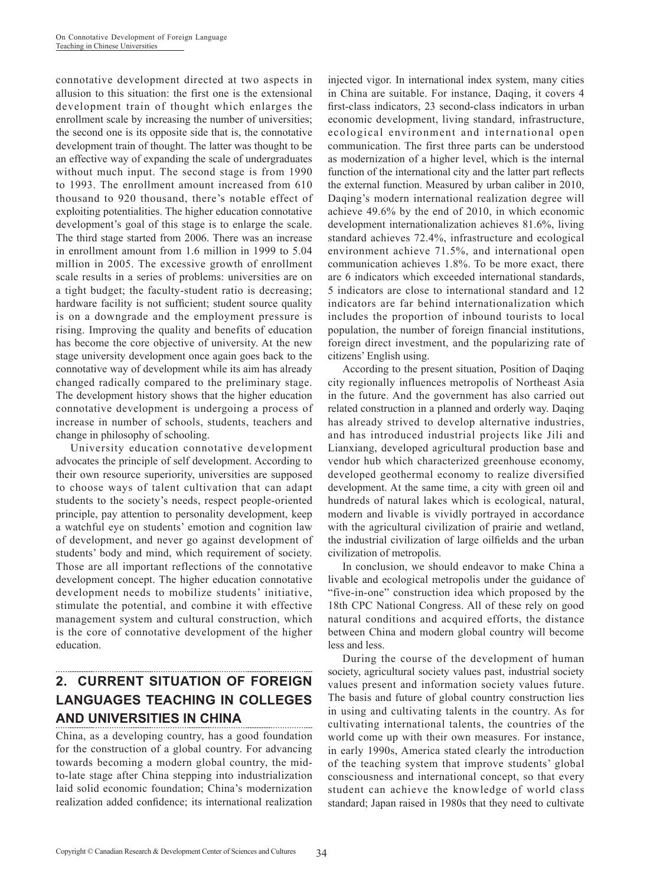connotative development directed at two aspects in allusion to this situation: the first one is the extensional development train of thought which enlarges the enrollment scale by increasing the number of universities; the second one is its opposite side that is, the connotative development train of thought. The latter was thought to be an effective way of expanding the scale of undergraduates without much input. The second stage is from 1990 to 1993. The enrollment amount increased from 610 thousand to 920 thousand, there's notable effect of exploiting potentialities. The higher education connotative development's goal of this stage is to enlarge the scale. The third stage started from 2006. There was an increase in enrollment amount from 1.6 million in 1999 to 5.04 million in 2005. The excessive growth of enrollment scale results in a series of problems: universities are on a tight budget; the faculty-student ratio is decreasing; hardware facility is not sufficient; student source quality is on a downgrade and the employment pressure is rising. Improving the quality and benefits of education has become the core objective of university. At the new stage university development once again goes back to the connotative way of development while its aim has already changed radically compared to the preliminary stage. The development history shows that the higher education connotative development is undergoing a process of increase in number of schools, students, teachers and change in philosophy of schooling.

University education connotative development advocates the principle of self development. According to their own resource superiority, universities are supposed to choose ways of talent cultivation that can adapt students to the society's needs, respect people-oriented principle, pay attention to personality development, keep a watchful eye on students' emotion and cognition law of development, and never go against development of students' body and mind, which requirement of society. Those are all important reflections of the connotative development concept. The higher education connotative development needs to mobilize students' initiative, stimulate the potential, and combine it with effective management system and cultural construction, which is the core of connotative development of the higher education.

## 2. CURRENT SITUATION OF FOREIGN LANGUAGES TEACHING IN COLLEGES AND UNIVERSITIES IN CHINA

China, as a developing country, has a good foundation for the construction of a global country. For advancing towards becoming a modern global country, the mid-to-late stage after China stepping into industrialization laid solid economic foundation; China's modernization realization added confidence; its international realization injected vigor. In international index system, many cities in China are suitable. For instance, Daqing, it covers 4 first-class indicators, 23 second-class indicators in urban economic development, living standard, infrastructure, ecological environment and international open communication. The first three parts can be understood as modernization of a higher level, which is the internal function of the international city and the latter part reflects the external function. Measured by urban caliber in 2010, Daqing's modern international realization degree will achieve 49.6% by the end of 2010, in which economic development internationalization achieves 81.6%, living standard achieves 72.4%, infrastructure and ecological environment achieve 71.5%, and international open communication achieves 1.8%. To be more exact, there are 6 indicators which exceeded international standards, 5 indicators are close to international standard and 12 indicators are far behind internationalization which includes the proportion of inbound tourists to local population, the number of foreign financial institutions, foreign direct investment, and the popularizing rate of citizens' English using.

According to the present situation, Position of Daqing city regionally influences metropolis of Northeast Asia in the future. And the government has also carried out related construction in a planned and orderly way. Daqing has already strived to develop alternative industries, and has introduced industrial projects like Jili and Lianxiang, developed agricultural production base and vendor hub which characterized greenhouse economy, developed geothermal economy to realize diversified development. At the same time, a city with green oil and hundreds of natural lakes which is ecological, natural, modern and livable is vividly portrayed in accordance with the agricultural civilization of prairie and wetland, the industrial civilization of large oilfields and the urban civilization of metropolis.

In conclusion, we should endeavor to make China a livable and ecological metropolis under the guidance of "five-in-one" construction idea which proposed by the 18th CPC National Congress. All of these rely on good natural conditions and acquired efforts, the distance between China and modern global country will become less and less.

During the course of the development of human society, agricultural society values past, industrial society values present and information society values future. The basis and future of global country construction lies in using and cultivating talents in the country. As for cultivating international talents, the countries of the world come up with their own measures. For instance, in early 1990s, America stated clearly the introduction of the teaching system that improve students' global consciousness and international concept, so that every student can achieve the knowledge of world class standard; Japan raised in 1980s that they need to cultivate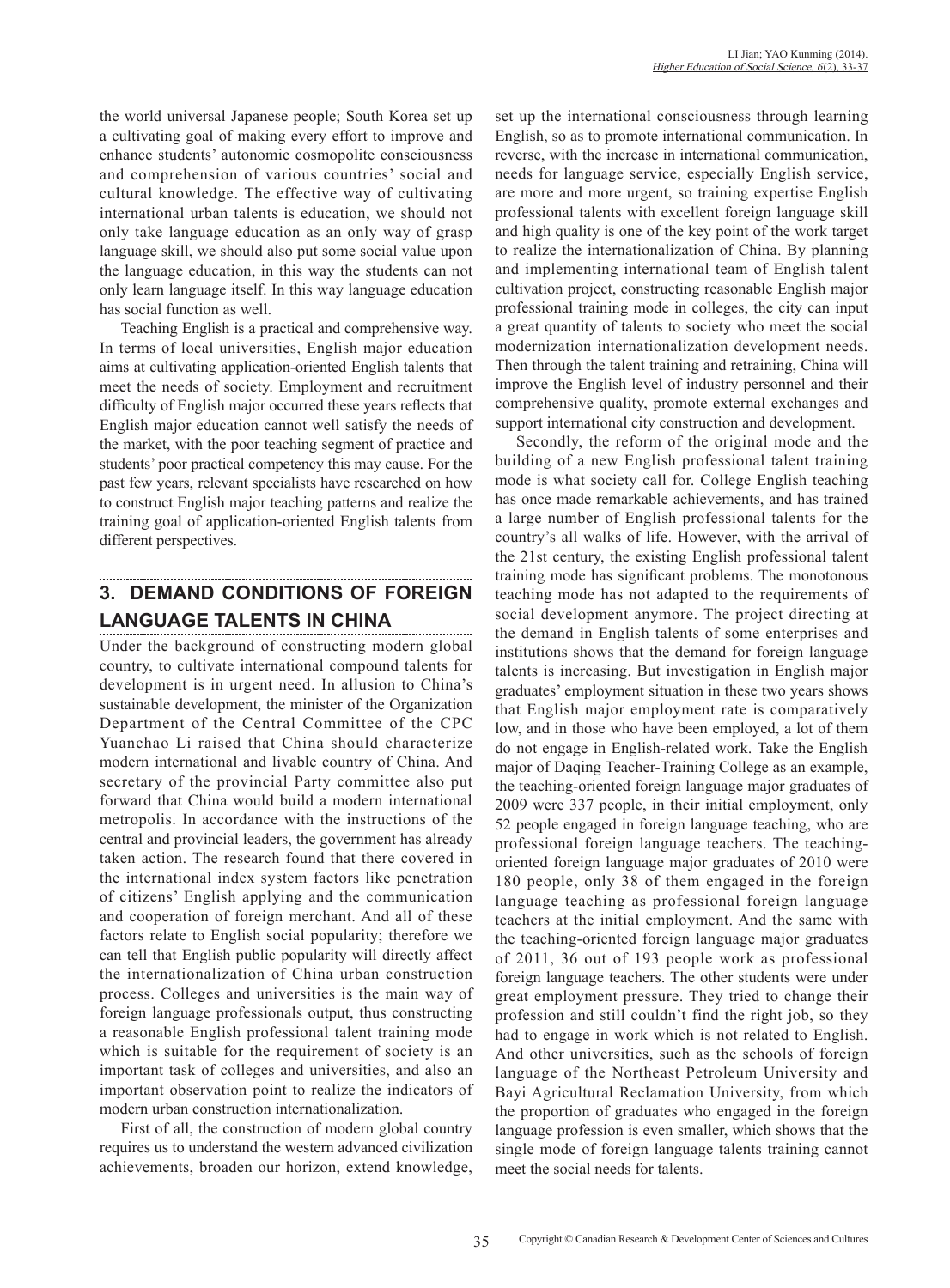the world universal Japanese people; South Korea set up a cultivating goal of making every effort to improve and enhance students' autonomic cosmopolite consciousness and comprehension of various countries' social and cultural knowledge. The effective way of cultivating international urban talents is education, we should not only take language education as an only way of grasp language skill, we should also put some social value upon the language education, in this way the students can not only learn language itself. In this way language education has social function as well.

Teaching English is a practical and comprehensive way. In terms of local universities, English major education aims at cultivating application-oriented English talents that meet the needs of society. Employment and recruitment difficulty of English major occurred these years reflects that English major education cannot well satisfy the needs of the market, with the poor teaching segment of practice and students' poor practical competency this may cause. For the past few years, relevant specialists have researched on how to construct English major teaching patterns and realize the training goal of application-oriented English talents from different perspectives.

## 3. DEMAND CONDITIONS OF FOREIGN LANGUAGE TALENTS IN CHINA

Under the background of constructing modern global country, to cultivate international compound talents for development is in urgent need. In allusion to China's sustainable development, the minister of the Organization Department of the Central Committee of the CPC Yuanchao Li raised that China should characterize modern international and livable country of China. And secretary of the provincial Party committee also put forward that China would build a modern international metropolis. In accordance with the instructions of the central and provincial leaders, the government has already taken action. The research found that there covered in the international index system factors like penetration of citizens' English applying and the communication and cooperation of foreign merchant. And all of these factors relate to English social popularity; therefore we can tell that English public popularity will directly affect the internationalization of China urban construction process. Colleges and universities is the main way of foreign language professionals output, thus constructing a reasonable English professional talent training mode which is suitable for the requirement of society is an important task of colleges and universities, and also an important observation point to realize the indicators of modern urban construction internationalization.

First of all, the construction of modern global country requires us to understand the western advanced civilization achievements, broaden our horizon, extend knowledge, set up the international consciousness through learning English, so as to promote international communication. In reverse, with the increase in international communication, needs for language service, especially English service, are more and more urgent, so training expertise English professional talents with excellent foreign language skill and high quality is one of the key point of the work target to realize the internationalization of China. By planning and implementing international team of English talent cultivation project, constructing reasonable English major professional training mode in colleges, the city can input a great quantity of talents to society who meet the social modernization internationalization development needs. Then through the talent training and retraining, China will improve the English level of industry personnel and their comprehensive quality, promote external exchanges and support international city construction and development.

Secondly, the reform of the original mode and the building of a new English professional talent training mode is what society call for. College English teaching has once made remarkable achievements, and has trained a large number of English professional talents for the country's all walks of life. However, with the arrival of the 21st century, the existing English professional talent training mode has significant problems. The monotonous teaching mode has not adapted to the requirements of social development anymore. The project directing at the demand in English talents of some enterprises and institutions shows that the demand for foreign language talents is increasing. But investigation in English major graduates' employment situation in these two years shows that English major employment rate is comparatively low, and in those who have been employed, a lot of them do not engage in English-related work. Take the English major of Daqing Teacher-Training College as an example, the teaching-oriented foreign language major graduates of 2009 were 337 people, in their initial employment, only 52 people engaged in foreign language teaching, who are professional foreign language teachers. The teaching-oriented foreign language major graduates of 2010 were 180 people, only 38 of them engaged in the foreign language teaching as professional foreign language teachers at the initial employment. And the same with the teaching-oriented foreign language major graduates of 2011, 36 out of 193 people work as professional foreign language teachers. The other students were under great employment pressure. They tried to change their profession and still couldn't find the right job, so they had to engage in work which is not related to English. And other universities, such as the schools of foreign language of the Northeast Petroleum University and Bayi Agricultural Reclamation University, from which the proportion of graduates who engaged in the foreign language profession is even smaller, which shows that the single mode of foreign language talents training cannot meet the social needs for talents.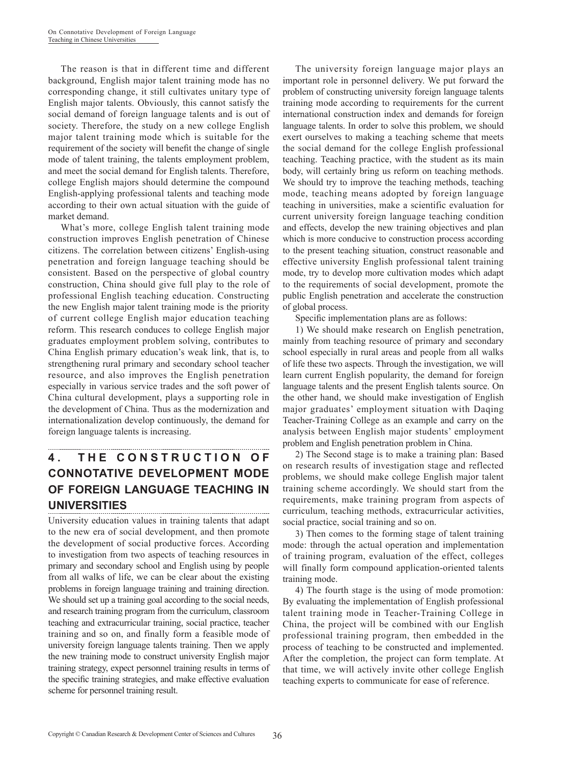The reason is that in different time and different background, English major talent training mode has no corresponding change, it still cultivates unitary type of English major talents. Obviously, this cannot satisfy the social demand of foreign language talents and is out of society. Therefore, the study on a new college English major talent training mode which is suitable for the requirement of the society will benefit the change of single mode of talent training, the talents employment problem, and meet the social demand for English talents. Therefore, college English majors should determine the compound English-applying professional talents and teaching mode according to their own actual situation with the guide of market demand.

What's more, college English talent training mode construction improves English penetration of Chinese citizens. The correlation between citizens' English-using penetration and foreign language teaching should be consistent. Based on the perspective of global country construction, China should give full play to the role of professional English teaching education. Constructing the new English major talent training mode is the priority of current college English major education teaching reform. This research conduces to college English major graduates employment problem solving, contributes to China English primary education's weak link, that is, to strengthening rural primary and secondary school teacher resource, and also improves the English penetration especially in various service trades and the soft power of China cultural development, plays a supporting role in the development of China. Thus as the modernization and internationalization develop continuously, the demand for foreign language talents is increasing.

## 4. THE CONSTRUCTION OF CONNOTATIVE DEVELOPMENT MODE OF FOREIGN LANGUAGE TEACHING IN UNIVERSITIES

University education values in training talents that adapt to the new era of social development, and then promote the development of social productive forces. According to investigation from two aspects of teaching resources in primary and secondary school and English using by people from all walks of life, we can be clear about the existing problems in foreign language training and training direction. We should set up a training goal according to the social needs, and research training program from the curriculum, classroom teaching and extracurricular training, social practice, teacher training and so on, and finally form a feasible mode of university foreign language talents training. Then we apply the new training mode to construct university English major training strategy, expect personnel training results in terms of the specific training strategies, and make effective evaluation scheme for personnel training result.

The university foreign language major plays an important role in personnel delivery. We put forward the problem of constructing university foreign language talents training mode according to requirements for the current international construction index and demands for foreign language talents. In order to solve this problem, we should exert ourselves to making a teaching scheme that meets the social demand for the college English professional teaching. Teaching practice, with the student as its main body, will certainly bring us reform on teaching methods. We should try to improve the teaching methods, teaching mode, teaching means adopted by foreign language teaching in universities, make a scientific evaluation for current university foreign language teaching condition and effects, develop the new training objectives and plan which is more conducive to construction process according to the present teaching situation, construct reasonable and effective university English professional talent training mode, try to develop more cultivation modes which adapt to the requirements of social development, promote the public English penetration and accelerate the construction of global process.

Specific implementation plans are as follows:

1) We should make research on English penetration, mainly from teaching resource of primary and secondary school especially in rural areas and people from all walks of life these two aspects. Through the investigation, we will learn current English popularity, the demand for foreign language talents and the present English talents source. On the other hand, we should make investigation of English major graduates' employment situation with Daqing Teacher-Training College as an example and carry on the analysis between English major students' employment problem and English penetration problem in China.

2) The Second stage is to make a training plan: Based on research results of investigation stage and reflected problems, we should make college English major talent training scheme accordingly. We should start from the requirements, make training program from aspects of curriculum, teaching methods, extracurricular activities, social practice, social training and so on.

3) Then comes to the forming stage of talent training mode: through the actual operation and implementation of training program, evaluation of the effect, colleges will finally form compound application-oriented talents training mode.

4) The fourth stage is the using of mode promotion: By evaluating the implementation of English professional talent training mode in Teacher-Training College in China, the project will be combined with our English professional training program, then embedded in the process of teaching to be constructed and implemented. After the completion, the project can form template. At that time, we will actively invite other college English teaching experts to communicate for ease of reference.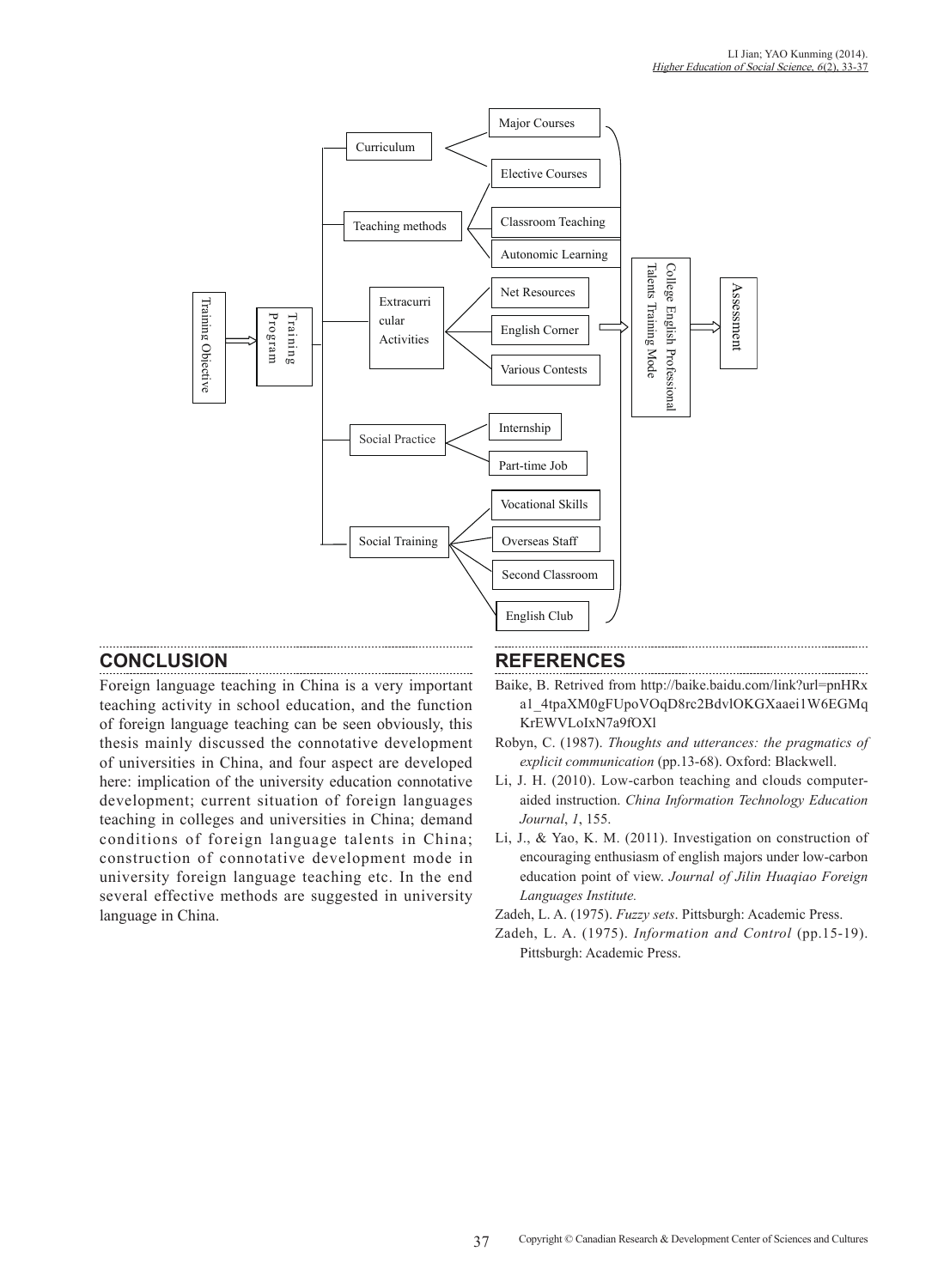Training Objective

Training Program

Curriculum

Major Courses

Elective Courses

Teaching methods

Classroom Teaching

Autonomic Learning

Extracurricular Activities

Net Resources

English Corner

Various Contests

Social Practice

Internship

Part-time Job

Social Training

Vocational Skills

Overseas Staff

Second Classroom

English Club

College English Professional Talents Training Mode

Assessment

## CONCLUSION

Foreign language teaching in China is a very important teaching activity in school education, and the function of foreign language teaching can be seen obviously, this thesis mainly discussed the connotative development of universities in China, and four aspect are developed here: implication of the university education connotative development; current situation of foreign languages teaching in colleges and universities in China; demand conditions of foreign language talents in China; construction of connotative development mode in university foreign language teaching etc. In the end several effective methods are suggested in university language in China.

## REFERENCES

Baike, B. Retrived from http://baike.baidu.com/link?url=pnHRxa1_4tpaXM0gFUpoVOqD8rc2BdvlOKGXaaei1W6EGMqKrEWVLoIxN7a9fOXl

Robyn, C. (1987). *Thoughts and utterances: the pragmatics of explicit communication* (pp.13-68). Oxford: Blackwell.

Li, J. H. (2010). Low-carbon teaching and clouds computer-aided instruction. *China Information Technology Education Journal*, *1*, 155.

Li, J., & Yao, K. M. (2011). Investigation on construction of encouraging enthusiasm of english majors under low-carbon education point of view. *Journal of Jilin Huaqiao Foreign Languages Institute.*

Zadeh, L. A. (1975). *Fuzzy sets*. Pittsburgh: Academic Press.

Zadeh, L. A. (1975). *Information and Control* (pp.15-19). Pittsburgh: Academic Press.